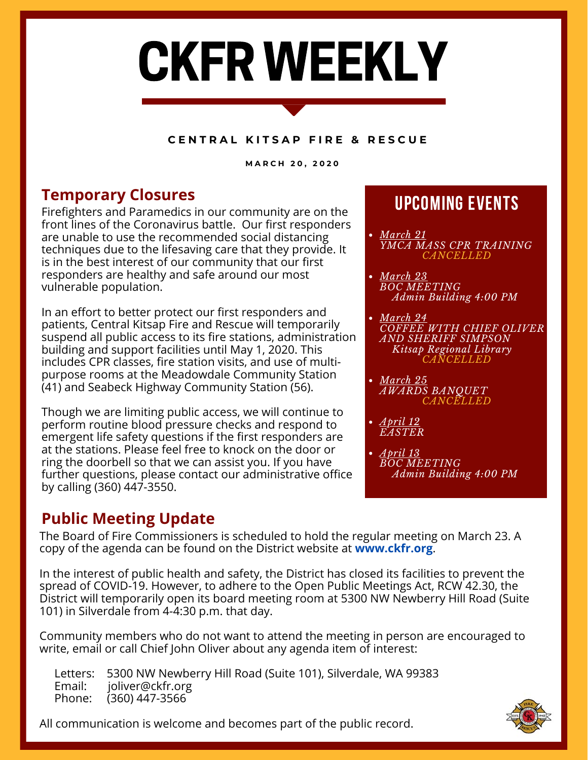# CKFR WEEKLY

**CENTRAL KITSAP FIRE & RESCUE**

**MARCH 20, 2020**

## Temporary Closures

Firefighters and Paramedics in our community are on the front lines of the Coronavirus battle. Our first responders are unable to use the recommended social distancing techniques due to the lifesaving care that they provide. It is in the best interest of our community that our first responders are healthy and safe around our most vulnerable population.

In an effort to better protect our first responders and patients, Central Kitsap Fire and Rescue will temporarily suspend all public access to its fire stations, administration building and support facilities until May 1, 2020. This includes CPR classes, fire station visits, and use of multi-purpose rooms at the Meadowdale Community Station (41) and Seabeck Highway Community Station (56).

Though we are limiting public access, we will continue to perform routine blood pressure checks and respond to emergent life safety questions if the first responders are at the stations. Please feel free to knock on the door or ring the doorbell so that we can assist you. If you have further questions, please contact our administrative office by calling (360) 447-3550.

## UPCOMING EVENTS

- *March 21*
  *YMCA MASS CPR TRAINING*
  *CANCELLED*
- *March 23*
  *BOC MEETING*
  *Admin Building 4:00 PM*
- *March 24*
  *COFFEE WITH CHIEF OLIVER AND SHERIFF SIMPSON*
  *Kitsap Regional Library*
  *CANCELLED*
- *March 25*
  *AWARDS BANQUET*
  *CANCELLED*
- *April 12*
  *EASTER*
- *April 13*
  *BOC MEETING*
  *Admin Building 4:00 PM*

## Public Meeting Update

The Board of Fire Commissioners is scheduled to hold the regular meeting on March 23. A copy of the agenda can be found on the District website at **www.ckfr.org**.

In the interest of public health and safety, the District has closed its facilities to prevent the spread of COVID-19. However, to adhere to the Open Public Meetings Act, RCW 42.30, the District will temporarily open its board meeting room at 5300 NW Newberry Hill Road (Suite 101) in Silverdale from 4-4:30 p.m. that day.

Community members who do not want to attend the meeting in person are encouraged to write, email or call Chief John Oliver about any agenda item of interest:

Letters: 5300 NW Newberry Hill Road (Suite 101), Silverdale, WA 99383
Email: joliver@ckfr.org
Phone: (360) 447-3566

All communication is welcome and becomes part of the public record.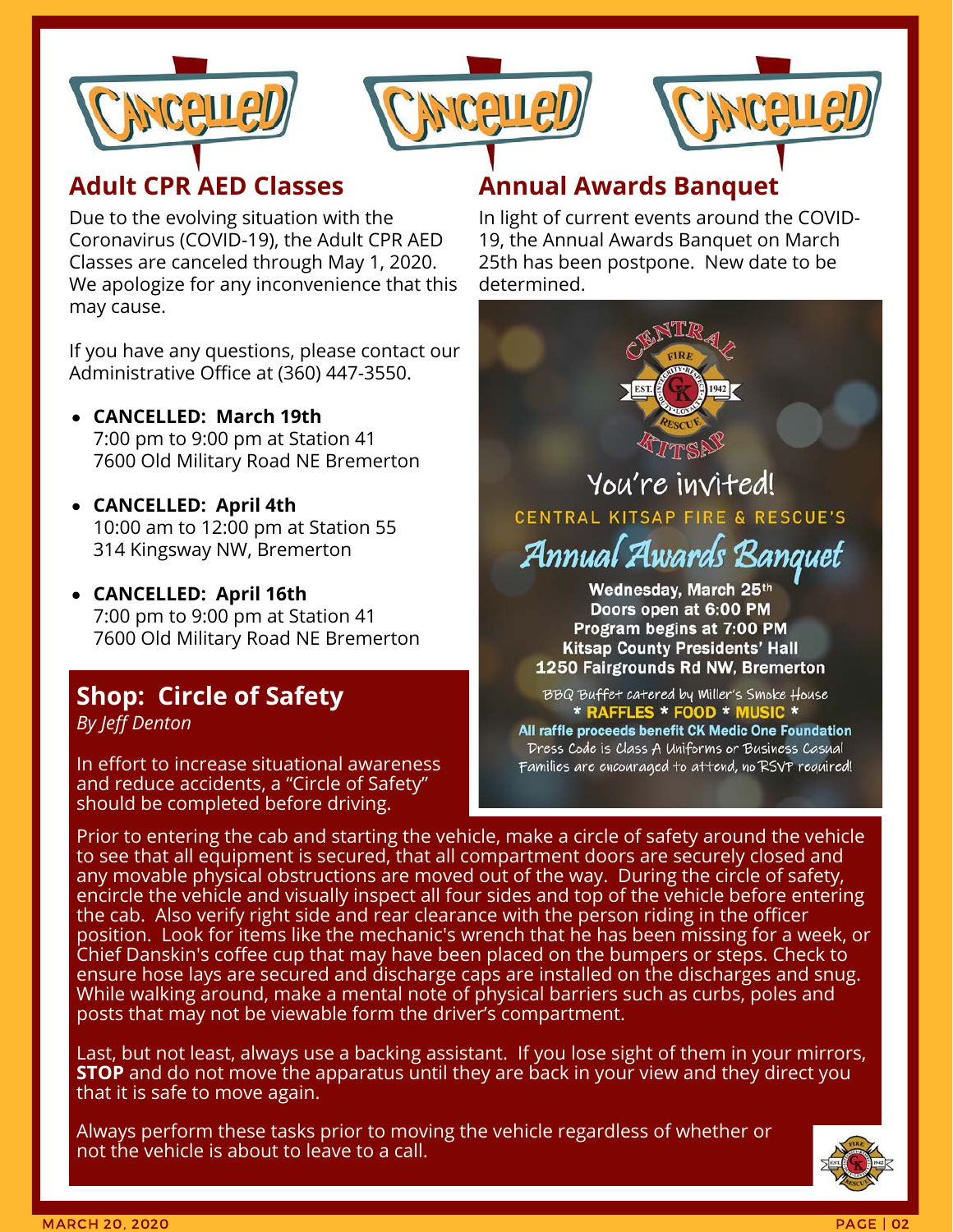CANCELLED CANCELLED CANCELLED

## Adult CPR AED Classes

Due to the evolving situation with the Coronavirus (COVID-19), the Adult CPR AED Classes are canceled through May 1, 2020. We apologize for any inconvenience that this may cause.

If you have any questions, please contact our Administrative Office at (360) 447-3550.

- **CANCELLED: March 19th**
  7:00 pm to 9:00 pm at Station 41
  7600 Old Military Road NE Bremerton
- **CANCELLED: April 4th**
  10:00 am to 12:00 pm at Station 55
  314 Kingsway NW, Bremerton
- **CANCELLED: April 16th**
  7:00 pm to 9:00 pm at Station 41
  7600 Old Military Road NE Bremerton

## Annual Awards Banquet

In light of current events around the COVID-19, the Annual Awards Banquet on March 25th has been postpone. New date to be determined.

CENTRAL KITSAP FIRE RESCUE EST. 1942

You're invited!

CENTRAL KITSAP FIRE & RESCUE'S

*Annual Awards Banquet*

**Wednesday, March 25th**
**Doors open at 6:00 PM**
**Program begins at 7:00 PM**
**Kitsap County Presidents' Hall**
**1250 Fairgrounds Rd NW, Bremerton**

BBQ Buffet catered by Miller's Smoke House
* RAFFLES * FOOD * MUSIC *
All raffle proceeds benefit CK Medic One Foundation
Dress Code is Class A Uniforms or Business Casual
Families are encouraged to attend, no RSVP required!

## Shop: Circle of Safety

*By Jeff Denton*

In effort to increase situational awareness and reduce accidents, a "Circle of Safety" should be completed before driving.

Prior to entering the cab and starting the vehicle, make a circle of safety around the vehicle to see that all equipment is secured, that all compartment doors are securely closed and any movable physical obstructions are moved out of the way. During the circle of safety, encircle the vehicle and visually inspect all four sides and top of the vehicle before entering the cab. Also verify right side and rear clearance with the person riding in the officer position. Look for items like the mechanic's wrench that he has been missing for a week, or Chief Danskin's coffee cup that may have been placed on the bumpers or steps. Check to ensure hose lays are secured and discharge caps are installed on the discharges and snug. While walking around, make a mental note of physical barriers such as curbs, poles and posts that may not be viewable form the driver's compartment.

Last, but not least, always use a backing assistant. If you lose sight of them in your mirrors, **STOP** and do not move the apparatus until they are back in your view and they direct you that it is safe to move again.

Always perform these tasks prior to moving the vehicle regardless of whether or not the vehicle is about to leave to a call.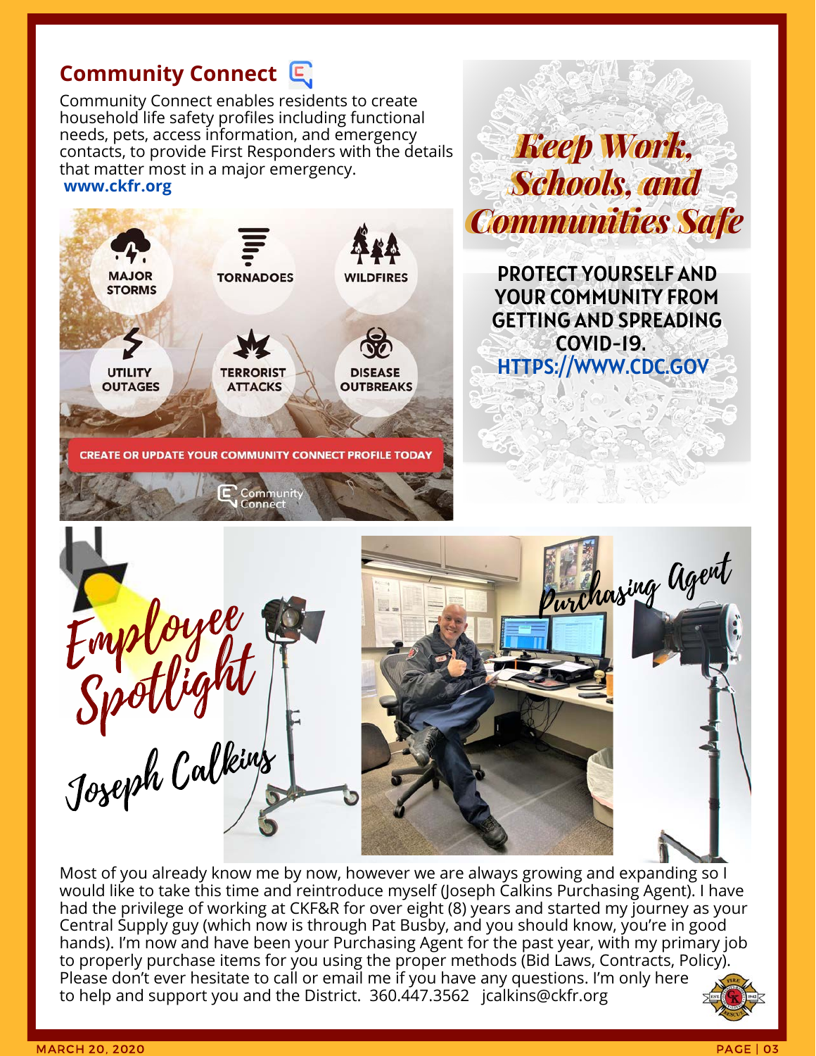## Community Connect

Community Connect enables residents to create household life safety profiles including functional needs, pets, access information, and emergency contacts, to provide First Responders with the details that matter most in a major emergency.
**www.ckfr.org**

MAJOR STORMS
TORNADOES
WILDFIRES
UTILITY OUTAGES
TERRORIST ATTACKS
DISEASE OUTBREAKS

CREATE OR UPDATE YOUR COMMUNITY CONNECT PROFILE TODAY

Community Connect

## Keep Work, Schools, and Communities Safe

**PROTECT YOURSELF AND YOUR COMMUNITY FROM GETTING AND SPREADING COVID-19.**
**HTTPS://WWW.CDC.GOV**

## Employee Spotlight

### Joseph Calkins

### Purchasing Agent

Most of you already know me by now, however we are always growing and expanding so I would like to take this time and reintroduce myself (Joseph Calkins Purchasing Agent). I have had the privilege of working at CKF&R for over eight (8) years and started my journey as your Central Supply guy (which now is through Pat Busby, and you should know, you're in good hands). I'm now and have been your Purchasing Agent for the past year, with my primary job to properly purchase items for you using the proper methods (Bid Laws, Contracts, Policy). Please don't ever hesitate to call or email me if you have any questions. I'm only here to help and support you and the District. 360.447.3562 jcalkins@ckfr.org